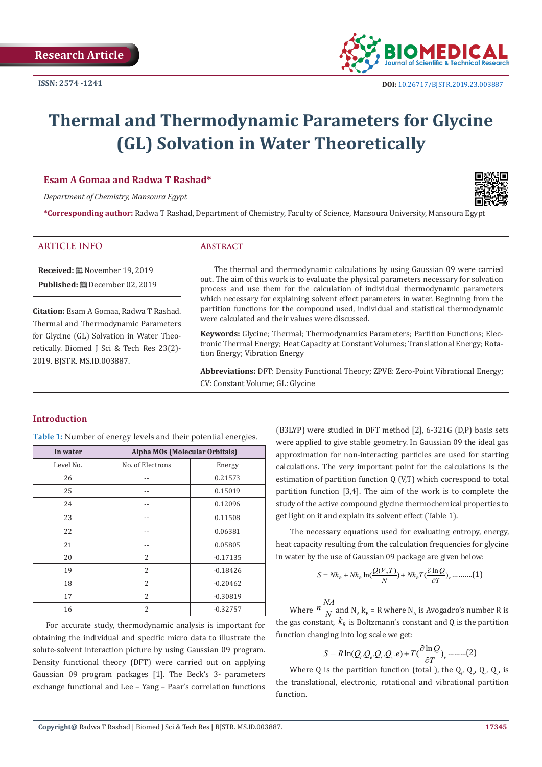Research Article

ISSN: 2574 -1241

DOI: 10.26717/BJSTR.2019.23.003887

# Thermal and Thermodynamic Parameters for Glycine (GL) Solvation in Water Theoretically

**Esam A Gomaa and Radwa T Rashad***

*Department of Chemistry, Mansoura Egypt*

***Corresponding author:** Radwa T Rashad, Department of Chemistry, Faculty of Science, Mansoura University, Mansoura Egypt

## ARTICLE INFO

**Received:** November 19, 2019

**Published:** December 02, 2019

**Citation:** Esam A Gomaa, Radwa T Rashad. Thermal and Thermodynamic Parameters for Glycine (GL) Solvation in Water Theoretically. Biomed J Sci & Tech Res 23(2)-2019. BJSTR. MS.ID.003887.

## Abstract

The thermal and thermodynamic calculations by using Gaussian 09 were carried out. The aim of this work is to evaluate the physical parameters necessary for solvation process and use them for the calculation of individual thermodynamic parameters which necessary for explaining solvent effect parameters in water. Beginning from the partition functions for the compound used, individual and statistical thermodynamic were calculated and their values were discussed.

**Keywords:** Glycine; Thermal; Thermodynamics Parameters; Partition Functions; Electronic Thermal Energy; Heat Capacity at Constant Volumes; Translational Energy; Rotation Energy; Vibration Energy

**Abbreviations:** DFT: Density Functional Theory; ZPVE: Zero-Point Vibrational Energy; CV: Constant Volume; GL: Glycine

## Introduction

**Table 1:** Number of energy levels and their potential energies.

| In water | Alpha MOs (Molecular Orbitals) | |
|---|---|---|
| Level No. | No. of Electrons | Energy |
| 26 | -- | 0.21573 |
| 25 | -- | 0.15019 |
| 24 | -- | 0.12096 |
| 23 | -- | 0.11508 |
| 22 | -- | 0.06381 |
| 21 | -- | 0.05805 |
| 20 | 2 | -0.17135 |
| 19 | 2 | -0.18426 |
| 18 | 2 | -0.20462 |
| 17 | 2 | -0.30819 |
| 16 | 2 | -0.32757 |

For accurate study, thermodynamic analysis is important for obtaining the individual and specific micro data to illustrate the solute-solvent interaction picture by using Gaussian 09 program. Density functional theory (DFT) were carried out on applying Gaussian 09 program packages [1]. The Beck's 3- parameters exchange functional and Lee – Yang – Paar's correlation functions (B3LYP) were studied in DFT method [2], 6-321G (D,P) basis sets were applied to give stable geometry. In Gaussian 09 the ideal gas approximation for non-interacting particles are used for starting calculations. The very important point for the calculations is the estimation of partition function Q (V,T) which correspond to total partition function [3,4]. The aim of the work is to complete the study of the active compound glycine thermochemical properties to get light on it and explain its solvent effect (Table 1).

The necessary equations used for evaluating entropy, energy, heat capacity resulting from the calculation frequencies for glycine in water by the use of Gaussian 09 package are given below:

$$S = Nk_B + Nk_B \ln(\frac{Q(V,T)}{N}) + Nk_B T(\frac{\partial \ln Q}{\partial T})_v \quad \text{.........(1)}$$

Where $n\frac{NA}{N}$ and $N_A k_B = R$ where $N_A$ is Avogadro's number R is the gas constant, $k_B$ is Boltzmann's constant and Q is the partition function changing into log scale we get:

$$S = R\ln(Q_t.Q_e.Q_r.Q_v.e) + T(\frac{\partial \ln Q}{\partial T})_v \quad \text{.........(2)}$$

Where Q is the partition function (total ), the $Q_t$, $Q_e$, $Q_r$, $Q_v$, is the translational, electronic, rotational and vibrational partition function.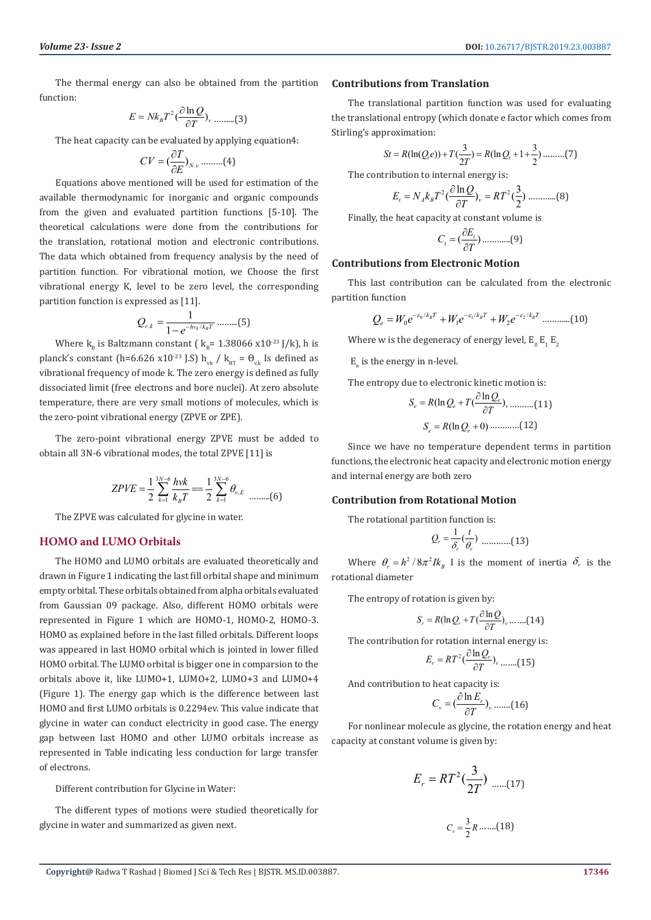The thermal energy can also be obtained from the partition function:

$$E = Nk_B T^2 (\frac{\partial \ln Q}{\partial T})_v \text{ .........(3)}$$

The heat capacity can be evaluated by applying equation4:

$$CV = (\frac{\partial T}{\partial E})_{N,v} \text{ .........(4)}$$

Equations above mentioned will be used for estimation of the available thermodynamic for inorganic and organic compounds from the given and evaluated partition functions [5-10]. The theoretical calculations were done from the contributions for the translation, rotational motion and electronic contributions. The data which obtained from frequency analysis by the need of partition function. For vibrational motion, we Choose the first vibrational energy K, level to be zero level, the corresponding partition function is expressed as [11].

$$Q_{r.k} = \frac{1}{1 - e^{-h\nu_k / k_B T}} \text{ .........(5)}$$

Where $k_B$ is Baltzmann constant ( $k_B$= 1.38066 x$10^{-23}$ J/k), h is planck's constant (h=6.626 x$10^{-23}$ J.S) $h_{vk}$ / $k_{BT}$ = $\Theta_{v,k}$ Is defined as vibrational frequency of mode k. The zero energy is defined as fully dissociated limit (free electrons and bore nuclei). At zero absolute temperature, there are very small motions of molecules, which is the zero-point vibrational energy (ZPVE or ZPE).

The zero-point vibrational energy ZPVE must be added to obtain all 3N-6 vibrational modes, the total ZPVE [11] is

$$ZPVE = \frac{1}{2} \sum_{k=1}^{3N-6} \frac{hvk}{k_B T} == \frac{1}{2} \sum_{k=1}^{3N-6} \theta_{v,E} \text{ .........(6)}$$

The ZPVE was calculated for glycine in water.

## HOMO and LUMO Orbitals

The HOMO and LUMO orbitals are evaluated theoretically and drawn in Figure 1 indicating the last fill orbital shape and minimum empty orbital. These orbitals obtained from alpha orbitals evaluated from Gaussian 09 package. Also, different HOMO orbitals were represented in Figure 1 which are HOMO-1, HOMO-2, HOMO-3. HOMO as explained before in the last filled orbitals. Different loops was appeared in last HOMO orbital which is jointed in lower filled HOMO orbital. The LUMO orbital is bigger one in comparsion to the orbitals above it, like LUMO+1, LUMO+2, LUMO+3 and LUMO+4 (Figure 1). The energy gap which is the difference between last HOMO and first LUMO orbitals is 0.2294ev. This value indicate that glycine in water can conduct electricity in good case. The energy gap between last HOMO and other LUMO orbitals increase as represented in Table indicating less conduction for large transfer of electrons.

Different contribution for Glycine in Water:

The different types of motions were studied theoretically for glycine in water and summarized as given next.

### Contributions from Translation

The translational partition function was used for evaluating the translational entropy (which donate e factor which comes from Stirling's approximation:

$$St = R(\ln(Q_t e)) + T(\frac{3}{2T}) = R(\ln Q_t + 1 + \frac{3}{2}) \text{ .........(7)}$$

The contribution to internal energy is:

$$E_t = N_A k_B T^2 (\frac{\partial \ln Q}{\partial T})_v = RT^2 (\frac{3}{2}) \text{ ............(8)}$$

Finally, the heat capacity at constant volume is

$$C_t = (\frac{\partial E_t}{\partial T}) \text{ ............(9)}$$

### Contributions from Electronic Motion

This last contribution can be calculated from the electronic partition function

$$Q_e = W_0 e^{-\varepsilon_0 / k_B T} + W_1 e^{-\varepsilon_1 / k_B T} + W_2 e^{-\varepsilon_2 / k_B T} \text{ ............(10)}$$

Where w is the degeneracy of energy level, $E_0$ $E_1$ $E_2$

$E_n$ is the energy in n-level.

The entropy due to electronic kinetic motion is:

$$S_e = R(\ln Q_e + T(\frac{\partial \ln Q_e}{\partial T})_v \text{ ..........(11)}$$

$$S_e = R(\ln Q_e + 0) \text{ ............(12)}$$

Since we have no temperature dependent terms in partition functions, the electronic heat capacity and electronic motion energy and internal energy are both zero

### Contribution from Rotational Motion

The rotational partition function is:

$$Q_r = \frac{1}{\delta_r}(\frac{t}{\theta_r}) \text{ ............(13)}$$

Where $\theta_r = h^2 / 8\pi^2 I k_B$ I is the moment of inertia $\delta_r$ is the rotational diameter

The entropy of rotation is given by:

$$S_r = R(\ln Q_r + T(\frac{\partial \ln Q}{\partial T})_v \text{ ........(14)}$$

The contribution for rotation internal energy is:

$$E_r = RT^2 (\frac{\partial \ln Q_r}{\partial T})_v \text{ .......(15)}$$

And contribution to heat capacity is:

$$C_v = (\frac{\partial \ln E_r}{\partial T})_v \text{ .......(16)}$$

For nonlinear molecule as glycine, the rotation energy and heat capacity at constant volume is given by:

$$E_r = RT^2 (\frac{3}{2T}) \text{ ......(17)}$$

$$C_v = \frac{3}{2} R \text{ .......(18)}$$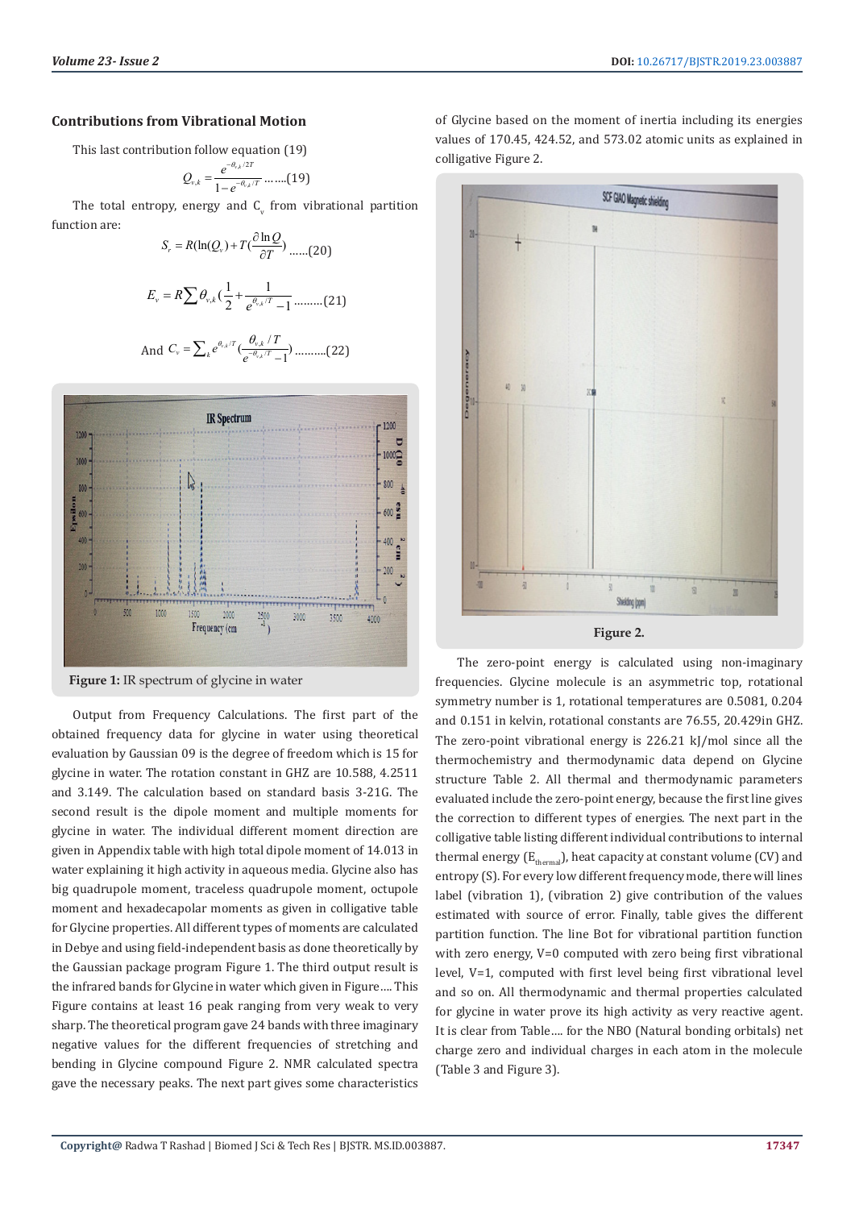### Contributions from Vibrational Motion

This last contribution follow equation (19)

$$Q_{v,k} = \frac{e^{-\theta_{v,k}/2T}}{1-e^{-\theta_{v,k}/T}} \text{ .......(19)}$$

The total entropy, energy and $C_v$ from vibrational partition function are:

$$S_r = R(\ln(Q_v) + T(\frac{\partial \ln Q}{\partial T}) \text{ ......(20)}$$

$$E_v = R\sum \theta_{v,k}(\frac{1}{2} + \frac{1}{e^{\theta_{v,k}/T}-1} \text{ .........(21)}$$

$$\text{And } C_v = \sum_k e^{\theta_{v,k}/T}(\frac{\theta_{v,k}/T}{e^{-\theta_{v,k}/T}-1}) \text{ ..........(22)}$$

**Figure 1:** IR spectrum of glycine in water

Output from Frequency Calculations. The first part of the obtained frequency data for glycine in water using theoretical evaluation by Gaussian 09 is the degree of freedom which is 15 for glycine in water. The rotation constant in GHZ are 10.588, 4.2511 and 3.149. The calculation based on standard basis 3-21G. The second result is the dipole moment and multiple moments for glycine in water. The individual different moment direction are given in Appendix table with high total dipole moment of 14.013 in water explaining it high activity in aqueous media. Glycine also has big quadrupole moment, traceless quadrupole moment, octupole moment and hexadecapolar moments as given in colligative table for Glycine properties. All different types of moments are calculated in Debye and using field-independent basis as done theoretically by the Gaussian package program Figure 1. The third output result is the infrared bands for Glycine in water which given in Figure.... This Figure contains at least 16 peak ranging from very weak to very sharp. The theoretical program gave 24 bands with three imaginary negative values for the different frequencies of stretching and bending in Glycine compound Figure 2. NMR calculated spectra gave the necessary peaks. The next part gives some characteristics of Glycine based on the moment of inertia including its energies values of 170.45, 424.52, and 573.02 atomic units as explained in colligative Figure 2.

**Figure 2.**

The zero-point energy is calculated using non-imaginary frequencies. Glycine molecule is an asymmetric top, rotational symmetry number is 1, rotational temperatures are 0.5081, 0.204 and 0.151 in kelvin, rotational constants are 76.55, 20.429in GHZ. The zero-point vibrational energy is 226.21 kJ/mol since all the thermochemistry and thermodynamic data depend on Glycine structure Table 2. All thermal and thermodynamic parameters evaluated include the zero-point energy, because the first line gives the correction to different types of energies. The next part in the colligative table listing different individual contributions to internal thermal energy ($E_{thermal}$), heat capacity at constant volume (CV) and entropy (S). For every low different frequency mode, there will lines label (vibration 1), (vibration 2) give contribution of the values estimated with source of error. Finally, table gives the different partition function. The line Bot for vibrational partition function with zero energy, V=0 computed with zero being first vibrational level, V=1, computed with first level being first vibrational level and so on. All thermodynamic and thermal properties calculated for glycine in water prove its high activity as very reactive agent. It is clear from Table.... for the NBO (Natural bonding orbitals) net charge zero and individual charges in each atom in the molecule (Table 3 and Figure 3).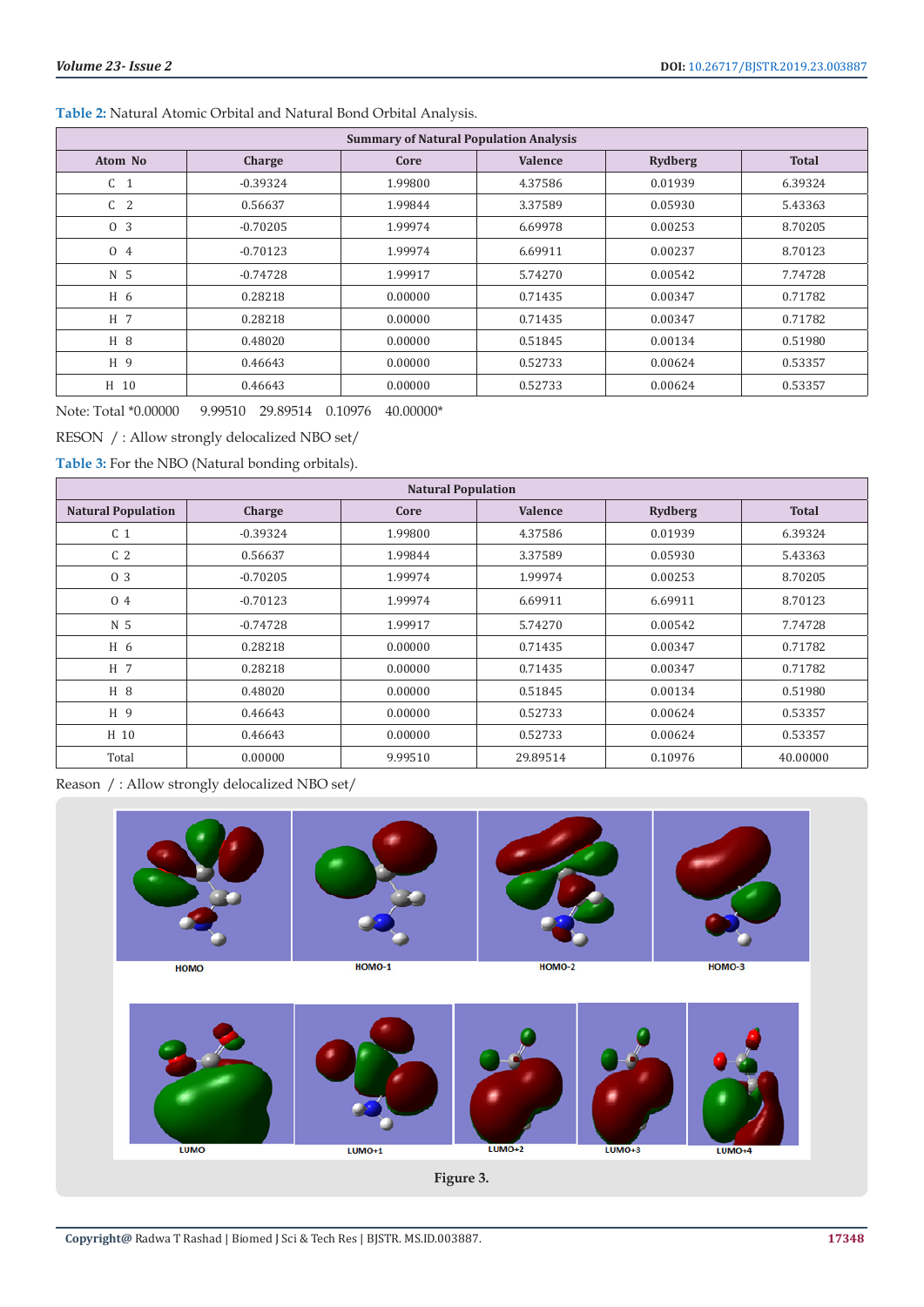Table 2: Natural Atomic Orbital and Natural Bond Orbital Analysis.

| Summary of Natural Population Analysis | | | | | |
|---|---|---|---|---|---|
| Atom No | Charge | Core | Valence | Rydberg | Total |
| C 1 | -0.39324 | 1.99800 | 4.37586 | 0.01939 | 6.39324 |
| C 2 | 0.56637 | 1.99844 | 3.37589 | 0.05930 | 5.43363 |
| O 3 | -0.70205 | 1.99974 | 6.69978 | 0.00253 | 8.70205 |
| O 4 | -0.70123 | 1.99974 | 6.69911 | 0.00237 | 8.70123 |
| N 5 | -0.74728 | 1.99917 | 5.74270 | 0.00542 | 7.74728 |
| H 6 | 0.28218 | 0.00000 | 0.71435 | 0.00347 | 0.71782 |
| H 7 | 0.28218 | 0.00000 | 0.71435 | 0.00347 | 0.71782 |
| H 8 | 0.48020 | 0.00000 | 0.51845 | 0.00134 | 0.51980 |
| H 9 | 0.46643 | 0.00000 | 0.52733 | 0.00624 | 0.53357 |
| H 10 | 0.46643 | 0.00000 | 0.52733 | 0.00624 | 0.53357 |

Note: Total *0.00000 9.99510 29.89514 0.10976 40.00000*

RESON / : Allow strongly delocalized NBO set/

Table 3: For the NBO (Natural bonding orbitals).

| Natural Population | | | | | |
|---|---|---|---|---|---|
| Natural Population | Charge | Core | Valence | Rydberg | Total |
| C 1 | -0.39324 | 1.99800 | 4.37586 | 0.01939 | 6.39324 |
| C 2 | 0.56637 | 1.99844 | 3.37589 | 0.05930 | 5.43363 |
| O 3 | -0.70205 | 1.99974 | 1.99974 | 0.00253 | 8.70205 |
| O 4 | -0.70123 | 1.99974 | 6.69911 | 6.69911 | 8.70123 |
| N 5 | -0.74728 | 1.99917 | 5.74270 | 0.00542 | 7.74728 |
| H 6 | 0.28218 | 0.00000 | 0.71435 | 0.00347 | 0.71782 |
| H 7 | 0.28218 | 0.00000 | 0.71435 | 0.00347 | 0.71782 |
| H 8 | 0.48020 | 0.00000 | 0.51845 | 0.00134 | 0.51980 |
| H 9 | 0.46643 | 0.00000 | 0.52733 | 0.00624 | 0.53357 |
| H 10 | 0.46643 | 0.00000 | 0.52733 | 0.00624 | 0.53357 |
| Total | 0.00000 | 9.99510 | 29.89514 | 0.10976 | 40.00000 |

Reason / : Allow strongly delocalized NBO set/

Figure 3.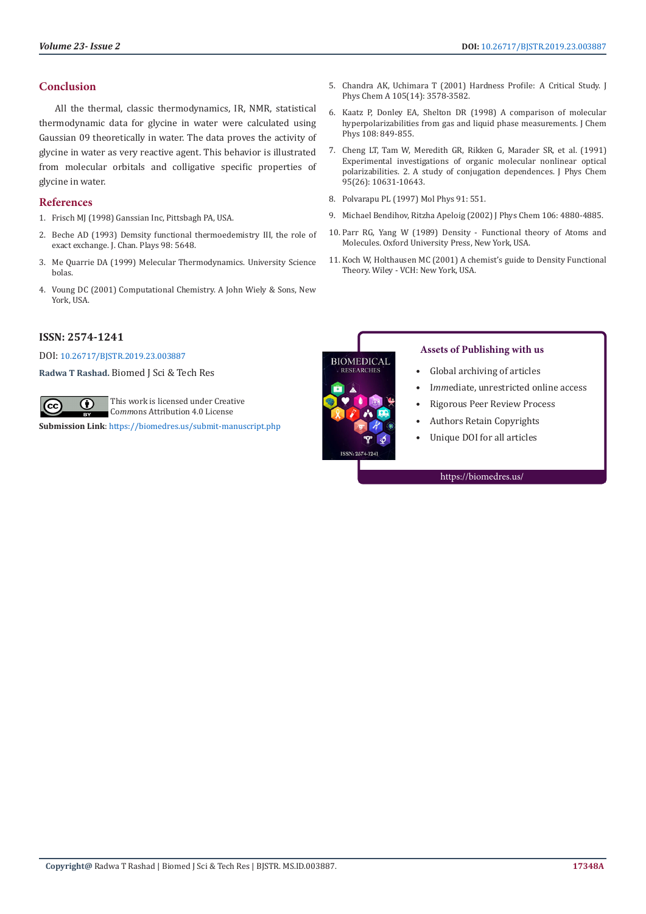## Conclusion

All the thermal, classic thermodynamics, IR, NMR, statistical thermodynamic data for glycine in water were calculated using Gaussian 09 theoretically in water. The data proves the activity of glycine in water as very reactive agent. This behavior is illustrated from molecular orbitals and colligative specific properties of glycine in water.

## References

1. Frisch MJ (1998) Ganssian Inc, Pittsbagh PA, USA.
2. Beche AD (1993) Demsity functional thermoedemistry III, the role of exact exchange. J. Chan. Plays 98: 5648.
3. Me Quarrie DA (1999) Melecular Thermodynamics. University Science bolas.
4. Voung DC (2001) Computational Chemistry. A John Wiely & Sons, New York, USA.
5. Chandra AK, Uchimara T (2001) Hardness Profile: A Critical Study. J Phys Chem A 105(14): 3578-3582.
6. Kaatz P, Donley EA, Shelton DR (1998) A comparison of molecular hyperpolarizabilities from gas and liquid phase measurements. J Chem Phys 108: 849-855.
7. Cheng LT, Tam W, Meredith GR, Rikken G, Marader SR, et al. (1991) Experimental investigations of organic molecular nonlinear optical polarizabilities. 2. A study of conjugation dependences. J Phys Chem 95(26): 10631-10643.
8. Polvarapu PL (1997) Mol Phys 91: 551.
9. Michael Bendihov, Ritzha Apeloig (2002) J Phys Chem 106: 4880-4885.
10. Parr RG, Yang W (1989) Density - Functional theory of Atoms and Molecules. Oxford University Press, New York, USA.
11. Koch W, Holthausen MC (2001) A chemist's guide to Density Functional Theory. Wiley - VCH: New York, USA.

**ISSN: 2574-1241**

DOI: 10.26717/BJSTR.2019.23.003887

**Radwa T Rashad.** Biomed J Sci & Tech Res

This work is licensed under Creative Commons Attribution 4.0 License

**Submission Link**: https://biomedres.us/submit-manuscript.php

### Assets of Publishing with us

- Global archiving of articles
- Immediate, unrestricted online access
- Rigorous Peer Review Process
- Authors Retain Copyrights
- Unique DOI for all articles

https://biomedres.us/